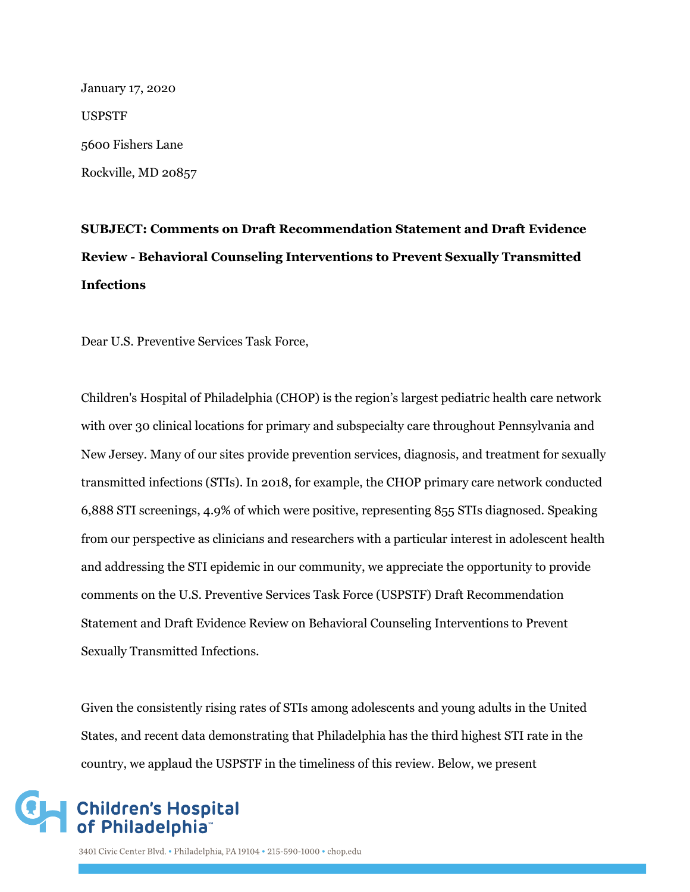January 17, 2020

USPSTF

5600 Fishers Lane

Rockville, MD 20857

**SUBJECT: Comments on Draft Recommendation Statement and Draft Evidence Review - Behavioral Counseling Interventions to Prevent Sexually Transmitted Infections**

Dear U.S. Preventive Services Task Force,

Children's Hospital of Philadelphia (CHOP) is the region's largest pediatric health care network with over 30 clinical locations for primary and subspecialty care throughout Pennsylvania and New Jersey. Many of our sites provide prevention services, diagnosis, and treatment for sexually transmitted infections (STIs). In 2018, for example, the CHOP primary care network conducted 6,888 STI screenings, 4.9% of which were positive, representing 855 STIs diagnosed. Speaking from our perspective as clinicians and researchers with a particular interest in adolescent health and addressing the STI epidemic in our community, we appreciate the opportunity to provide comments on the U.S. Preventive Services Task Force (USPSTF) Draft Recommendation Statement and Draft Evidence Review on Behavioral Counseling Interventions to Prevent Sexually Transmitted Infections.

Given the consistently rising rates of STIs among adolescents and young adults in the United States, and recent data demonstrating that Philadelphia has the third highest STI rate in the country, we applaud the USPSTF in the timeliness of this review. Below, we present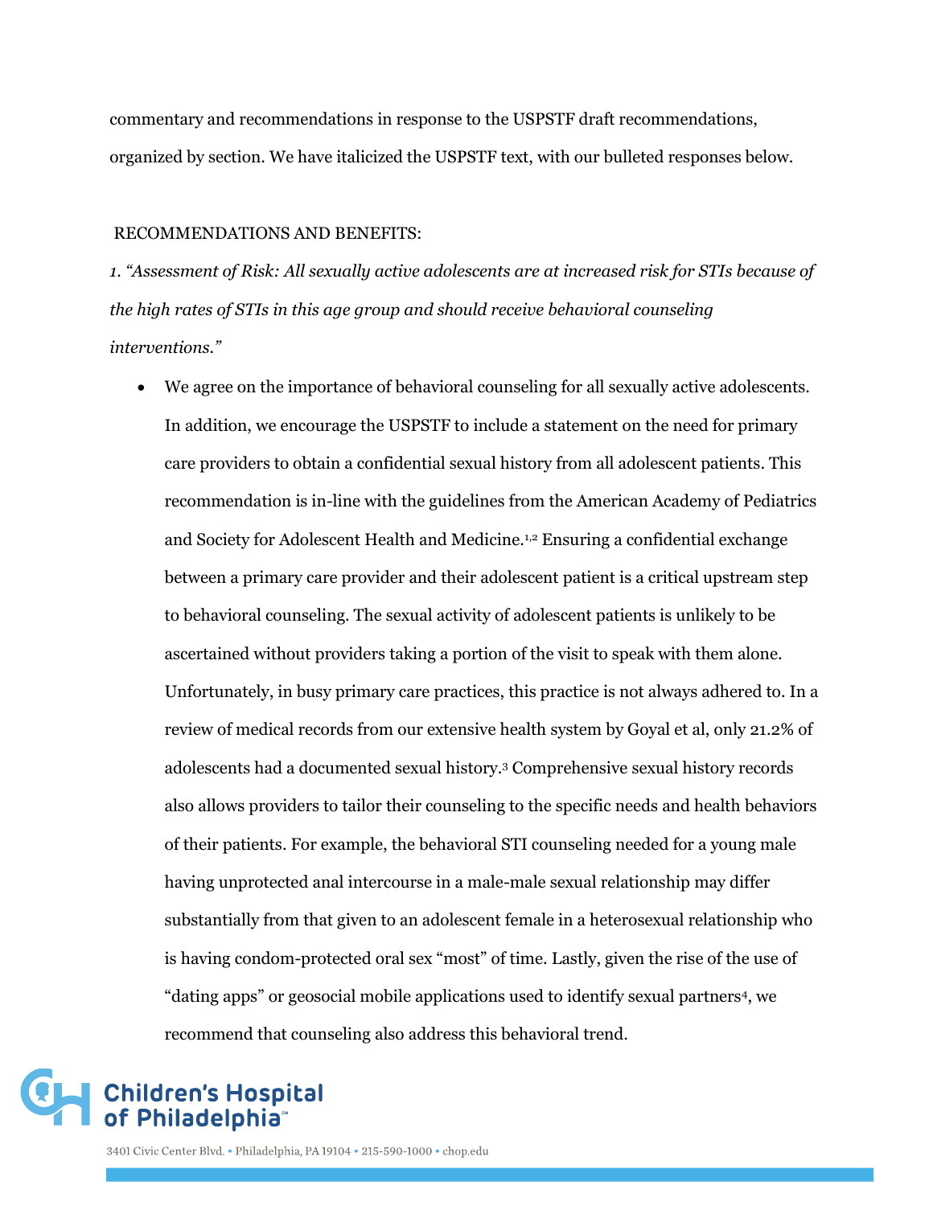commentary and recommendations in response to the USPSTF draft recommendations, organized by section. We have italicized the USPSTF text, with our bulleted responses below.

RECOMMENDATIONS AND BENEFITS:

*1. "Assessment of Risk: All sexually active adolescents are at increased risk for STIs because of the high rates of STIs in this age group and should receive behavioral counseling interventions."*

- We agree on the importance of behavioral counseling for all sexually active adolescents. In addition, we encourage the USPSTF to include a statement on the need for primary care providers to obtain a confidential sexual history from all adolescent patients. This recommendation is in-line with the guidelines from the American Academy of Pediatrics and Society for Adolescent Health and Medicine.[1,2] Ensuring a confidential exchange between a primary care provider and their adolescent patient is a critical upstream step to behavioral counseling. The sexual activity of adolescent patients is unlikely to be ascertained without providers taking a portion of the visit to speak with them alone. Unfortunately, in busy primary care practices, this practice is not always adhered to. In a review of medical records from our extensive health system by Goyal et al, only 21.2% of adolescents had a documented sexual history.[3] Comprehensive sexual history records also allows providers to tailor their counseling to the specific needs and health behaviors of their patients. For example, the behavioral STI counseling needed for a young male having unprotected anal intercourse in a male-male sexual relationship may differ substantially from that given to an adolescent female in a heterosexual relationship who is having condom-protected oral sex "most" of time. Lastly, given the rise of the use of "dating apps" or geosocial mobile applications used to identify sexual partners[4], we recommend that counseling also address this behavioral trend.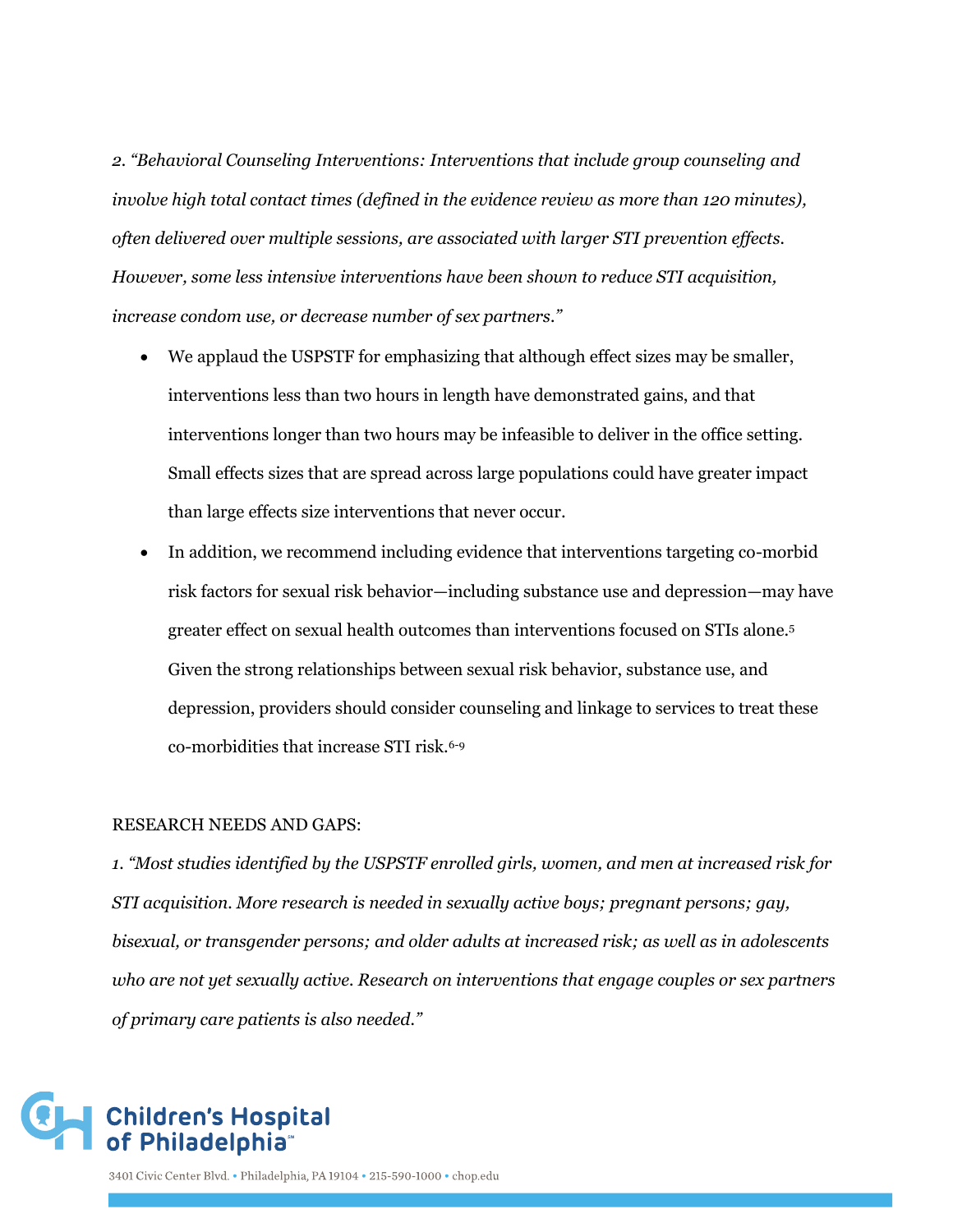*2. "Behavioral Counseling Interventions: Interventions that include group counseling and involve high total contact times (defined in the evidence review as more than 120 minutes), often delivered over multiple sessions, are associated with larger STI prevention effects. However, some less intensive interventions have been shown to reduce STI acquisition, increase condom use, or decrease number of sex partners."*

- We applaud the USPSTF for emphasizing that although effect sizes may be smaller, interventions less than two hours in length have demonstrated gains, and that interventions longer than two hours may be infeasible to deliver in the office setting. Small effects sizes that are spread across large populations could have greater impact than large effects size interventions that never occur.
- In addition, we recommend including evidence that interventions targeting co-morbid risk factors for sexual risk behavior—including substance use and depression—may have greater effect on sexual health outcomes than interventions focused on STIs alone.[5] Given the strong relationships between sexual risk behavior, substance use, and depression, providers should consider counseling and linkage to services to treat these co-morbidities that increase STI risk.[6-9]

RESEARCH NEEDS AND GAPS:

*1. "Most studies identified by the USPSTF enrolled girls, women, and men at increased risk for STI acquisition. More research is needed in sexually active boys; pregnant persons; gay, bisexual, or transgender persons; and older adults at increased risk; as well as in adolescents who are not yet sexually active. Research on interventions that engage couples or sex partners of primary care patients is also needed."*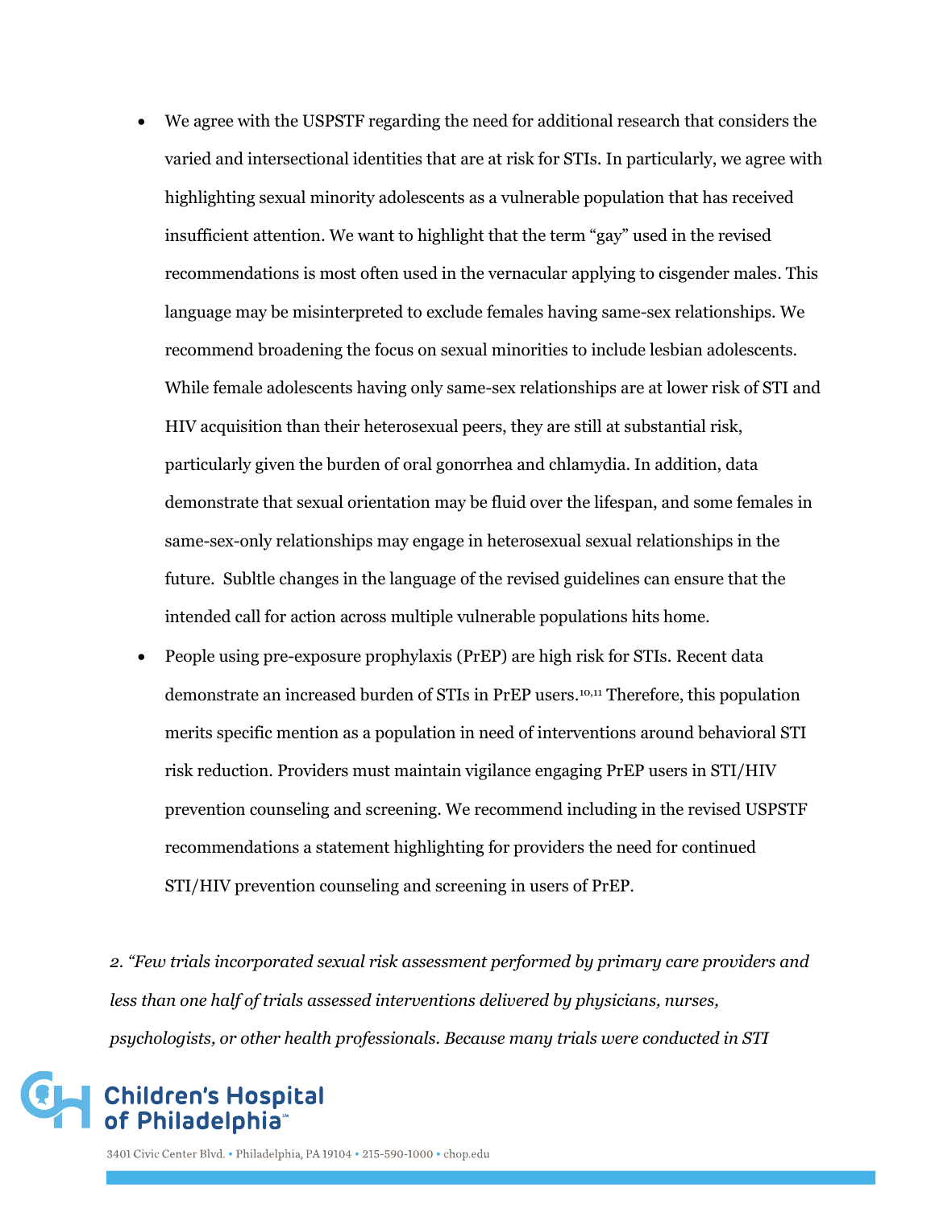- We agree with the USPSTF regarding the need for additional research that considers the varied and intersectional identities that are at risk for STIs. In particularly, we agree with highlighting sexual minority adolescents as a vulnerable population that has received insufficient attention. We want to highlight that the term "gay" used in the revised recommendations is most often used in the vernacular applying to cisgender males. This language may be misinterpreted to exclude females having same-sex relationships. We recommend broadening the focus on sexual minorities to include lesbian adolescents. While female adolescents having only same-sex relationships are at lower risk of STI and HIV acquisition than their heterosexual peers, they are still at substantial risk, particularly given the burden of oral gonorrhea and chlamydia. In addition, data demonstrate that sexual orientation may be fluid over the lifespan, and some females in same-sex-only relationships may engage in heterosexual sexual relationships in the future. Subltle changes in the language of the revised guidelines can ensure that the intended call for action across multiple vulnerable populations hits home.
- People using pre-exposure prophylaxis (PrEP) are high risk for STIs. Recent data demonstrate an increased burden of STIs in PrEP users.[10,11] Therefore, this population merits specific mention as a population in need of interventions around behavioral STI risk reduction. Providers must maintain vigilance engaging PrEP users in STI/HIV prevention counseling and screening. We recommend including in the revised USPSTF recommendations a statement highlighting for providers the need for continued STI/HIV prevention counseling and screening in users of PrEP.

*2. "Few trials incorporated sexual risk assessment performed by primary care providers and less than one half of trials assessed interventions delivered by physicians, nurses, psychologists, or other health professionals. Because many trials were conducted in STI*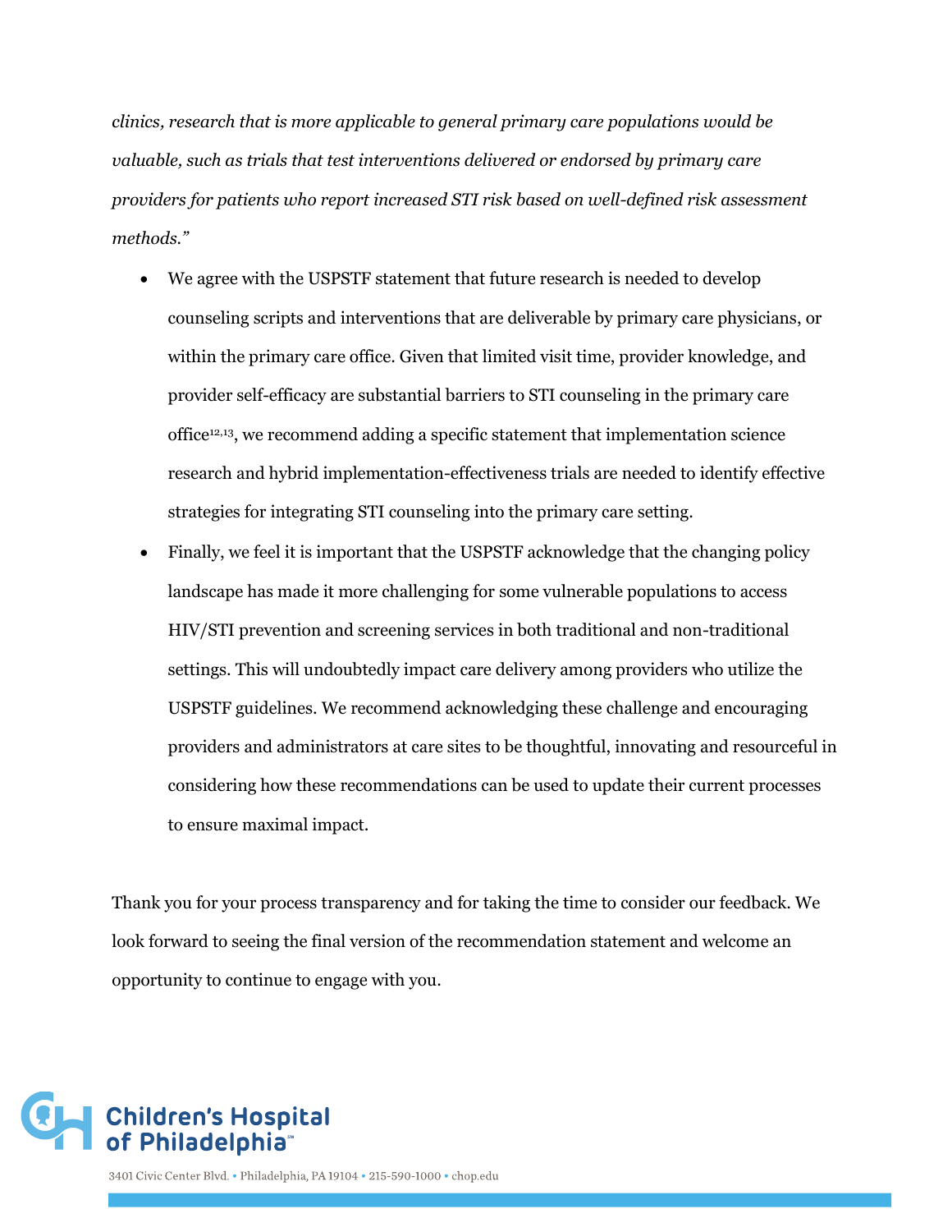*clinics, research that is more applicable to general primary care populations would be valuable, such as trials that test interventions delivered or endorsed by primary care providers for patients who report increased STI risk based on well-defined risk assessment methods."*

- We agree with the USPSTF statement that future research is needed to develop counseling scripts and interventions that are deliverable by primary care physicians, or within the primary care office. Given that limited visit time, provider knowledge, and provider self-efficacy are substantial barriers to STI counseling in the primary care office[12,13], we recommend adding a specific statement that implementation science research and hybrid implementation-effectiveness trials are needed to identify effective strategies for integrating STI counseling into the primary care setting.
- Finally, we feel it is important that the USPSTF acknowledge that the changing policy landscape has made it more challenging for some vulnerable populations to access HIV/STI prevention and screening services in both traditional and non-traditional settings. This will undoubtedly impact care delivery among providers who utilize the USPSTF guidelines. We recommend acknowledging these challenge and encouraging providers and administrators at care sites to be thoughtful, innovating and resourceful in considering how these recommendations can be used to update their current processes to ensure maximal impact.

Thank you for your process transparency and for taking the time to consider our feedback. We look forward to seeing the final version of the recommendation statement and welcome an opportunity to continue to engage with you.

Children's Hospital of Philadelphia

3401 Civic Center Blvd. • Philadelphia, PA 19104 • 215-590-1000 • chop.edu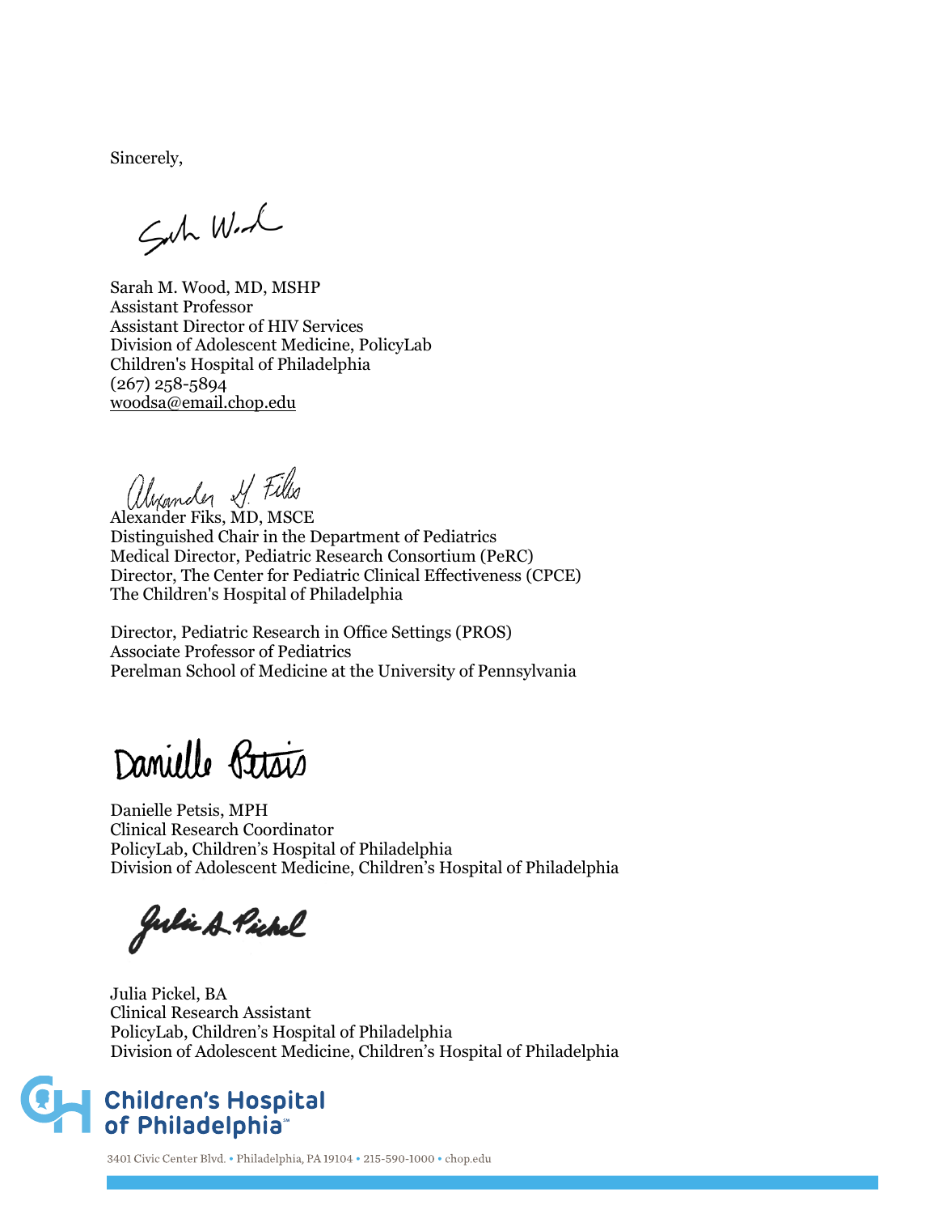Sincerely,

Sarah M. Wood, MD, MSHP
Assistant Professor
Assistant Director of HIV Services
Division of Adolescent Medicine, PolicyLab
Children's Hospital of Philadelphia
(267) 258-5894
woodsa@email.chop.edu

Alexander Fiks, MD, MSCE
Distinguished Chair in the Department of Pediatrics
Medical Director, Pediatric Research Consortium (PeRC)
Director, The Center for Pediatric Clinical Effectiveness (CPCE)
The Children's Hospital of Philadelphia

Director, Pediatric Research in Office Settings (PROS)
Associate Professor of Pediatrics
Perelman School of Medicine at the University of Pennsylvania

Danielle Petsis, MPH
Clinical Research Coordinator
PolicyLab, Children's Hospital of Philadelphia
Division of Adolescent Medicine, Children's Hospital of Philadelphia

Julia Pickel, BA
Clinical Research Assistant
PolicyLab, Children's Hospital of Philadelphia
Division of Adolescent Medicine, Children's Hospital of Philadelphia

Children's Hospital of Philadelphia

3401 Civic Center Blvd. • Philadelphia, PA 19104 • 215-590-1000 • chop.edu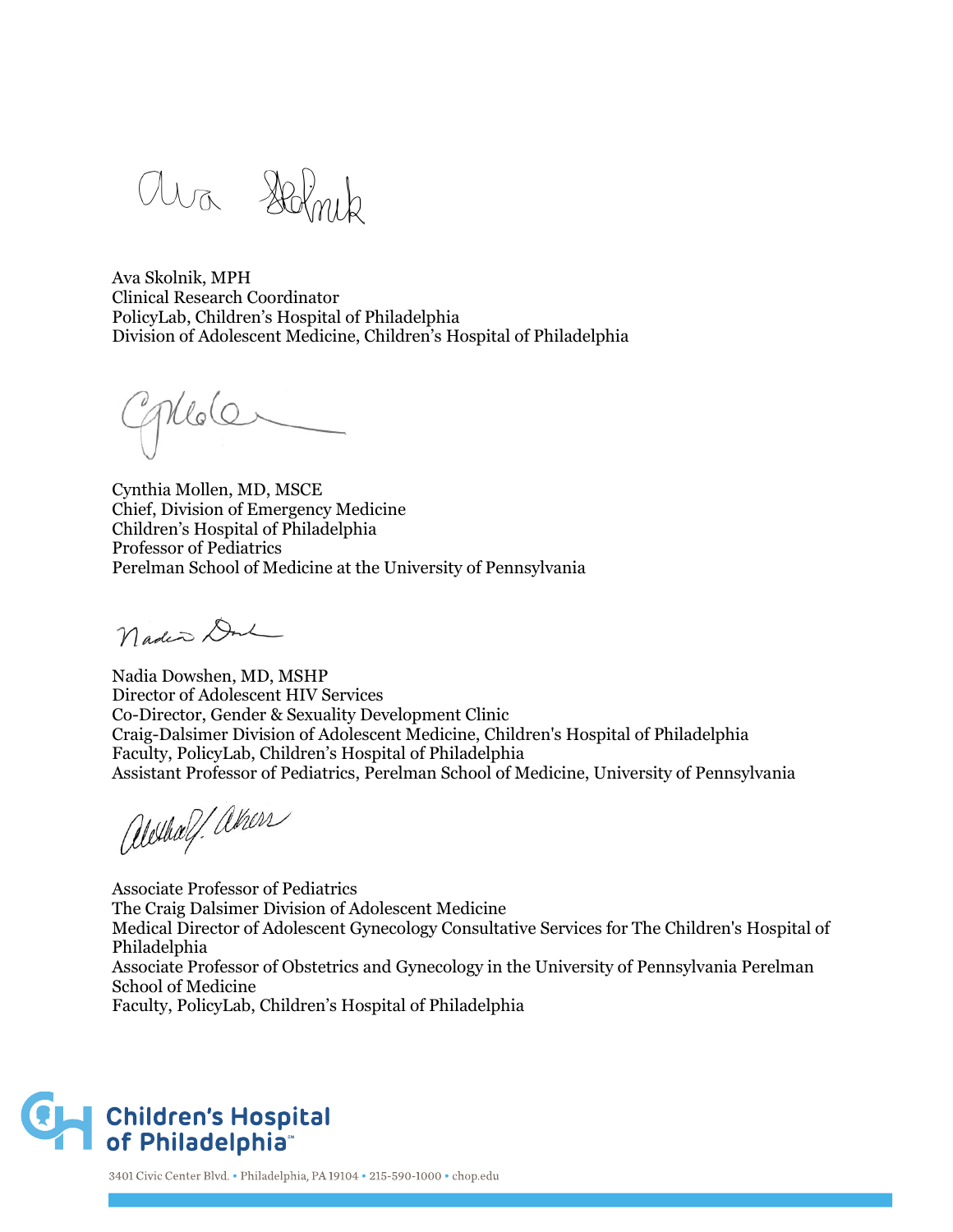Ava Skolnik, MPH
Clinical Research Coordinator
PolicyLab, Children's Hospital of Philadelphia
Division of Adolescent Medicine, Children's Hospital of Philadelphia

Cynthia Mollen, MD, MSCE
Chief, Division of Emergency Medicine
Children's Hospital of Philadelphia
Professor of Pediatrics
Perelman School of Medicine at the University of Pennsylvania

Nadia Dowshen, MD, MSHP
Director of Adolescent HIV Services
Co-Director, Gender & Sexuality Development Clinic
Craig-Dalsimer Division of Adolescent Medicine, Children's Hospital of Philadelphia
Faculty, PolicyLab, Children's Hospital of Philadelphia
Assistant Professor of Pediatrics, Perelman School of Medicine, University of Pennsylvania

Associate Professor of Pediatrics
The Craig Dalsimer Division of Adolescent Medicine
Medical Director of Adolescent Gynecology Consultative Services for The Children's Hospital of Philadelphia
Associate Professor of Obstetrics and Gynecology in the University of Pennsylvania Perelman School of Medicine
Faculty, PolicyLab, Children's Hospital of Philadelphia

Children's Hospital of Philadelphia

3401 Civic Center Blvd. • Philadelphia, PA 19104 • 215-590-1000 • chop.edu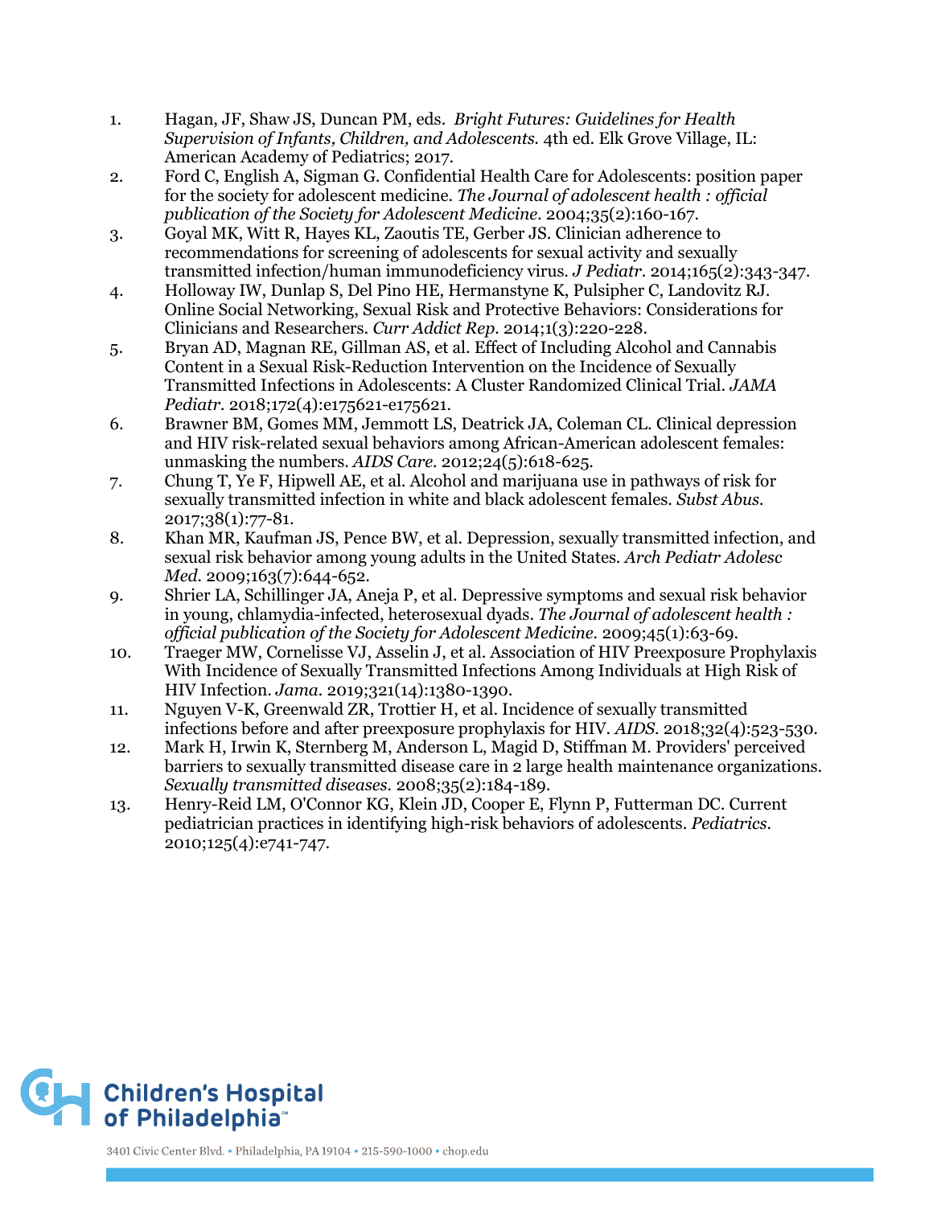1. Hagan, JF, Shaw JS, Duncan PM, eds. *Bright Futures: Guidelines for Health Supervision of Infants, Children, and Adolescents.* 4th ed. Elk Grove Village, IL: American Academy of Pediatrics; 2017.
2. Ford C, English A, Sigman G. Confidential Health Care for Adolescents: position paper for the society for adolescent medicine. *The Journal of adolescent health : official publication of the Society for Adolescent Medicine.* 2004;35(2):160-167.
3. Goyal MK, Witt R, Hayes KL, Zaoutis TE, Gerber JS. Clinician adherence to recommendations for screening of adolescents for sexual activity and sexually transmitted infection/human immunodeficiency virus. *J Pediatr.* 2014;165(2):343-347.
4. Holloway IW, Dunlap S, Del Pino HE, Hermanstyne K, Pulsipher C, Landovitz RJ. Online Social Networking, Sexual Risk and Protective Behaviors: Considerations for Clinicians and Researchers. *Curr Addict Rep.* 2014;1(3):220-228.
5. Bryan AD, Magnan RE, Gillman AS, et al. Effect of Including Alcohol and Cannabis Content in a Sexual Risk-Reduction Intervention on the Incidence of Sexually Transmitted Infections in Adolescents: A Cluster Randomized Clinical Trial. *JAMA Pediatr.* 2018;172(4):e175621-e175621.
6. Brawner BM, Gomes MM, Jemmott LS, Deatrick JA, Coleman CL. Clinical depression and HIV risk-related sexual behaviors among African-American adolescent females: unmasking the numbers. *AIDS Care.* 2012;24(5):618-625.
7. Chung T, Ye F, Hipwell AE, et al. Alcohol and marijuana use in pathways of risk for sexually transmitted infection in white and black adolescent females. *Subst Abus.* 2017;38(1):77-81.
8. Khan MR, Kaufman JS, Pence BW, et al. Depression, sexually transmitted infection, and sexual risk behavior among young adults in the United States. *Arch Pediatr Adolesc Med.* 2009;163(7):644-652.
9. Shrier LA, Schillinger JA, Aneja P, et al. Depressive symptoms and sexual risk behavior in young, chlamydia-infected, heterosexual dyads. *The Journal of adolescent health : official publication of the Society for Adolescent Medicine.* 2009;45(1):63-69.
10. Traeger MW, Cornelisse VJ, Asselin J, et al. Association of HIV Preexposure Prophylaxis With Incidence of Sexually Transmitted Infections Among Individuals at High Risk of HIV Infection. *Jama.* 2019;321(14):1380-1390.
11. Nguyen V-K, Greenwald ZR, Trottier H, et al. Incidence of sexually transmitted infections before and after preexposure prophylaxis for HIV. *AIDS.* 2018;32(4):523-530.
12. Mark H, Irwin K, Sternberg M, Anderson L, Magid D, Stiffman M. Providers' perceived barriers to sexually transmitted disease care in 2 large health maintenance organizations. *Sexually transmitted diseases.* 2008;35(2):184-189.
13. Henry-Reid LM, O'Connor KG, Klein JD, Cooper E, Flynn P, Futterman DC. Current pediatrician practices in identifying high-risk behaviors of adolescents. *Pediatrics.* 2010;125(4):e741-747.